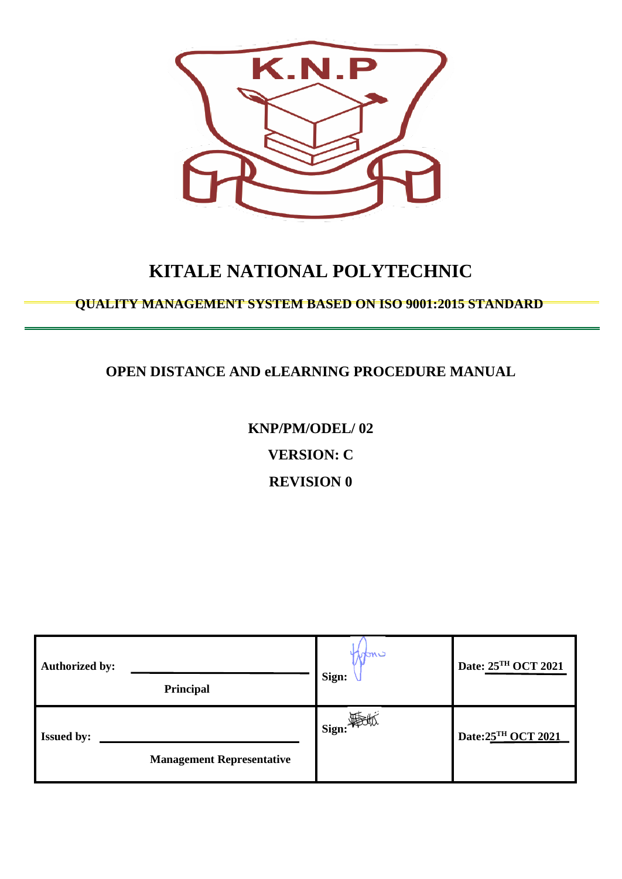K.N.P

# KITALE NATIONAL POLYTECHNIC

**QUALITY MANAGEMENT SYSTEM BASED ON ISO 9001:2015 STANDARD**

## OPEN DISTANCE AND eLEARNING PROCEDURE MANUAL

**KNP/PM/ODEL/ 02**

**VERSION: C**

**REVISION 0**

| | | |
|---|---|---|
| **Authorized by:** ______________________ **Principal** | **Sign:** | **Date: 25TH OCT 2021** |
| **Issued by:** ______________________ **Management Representative** | **Sign:** | **Date: 25TH OCT 2021** |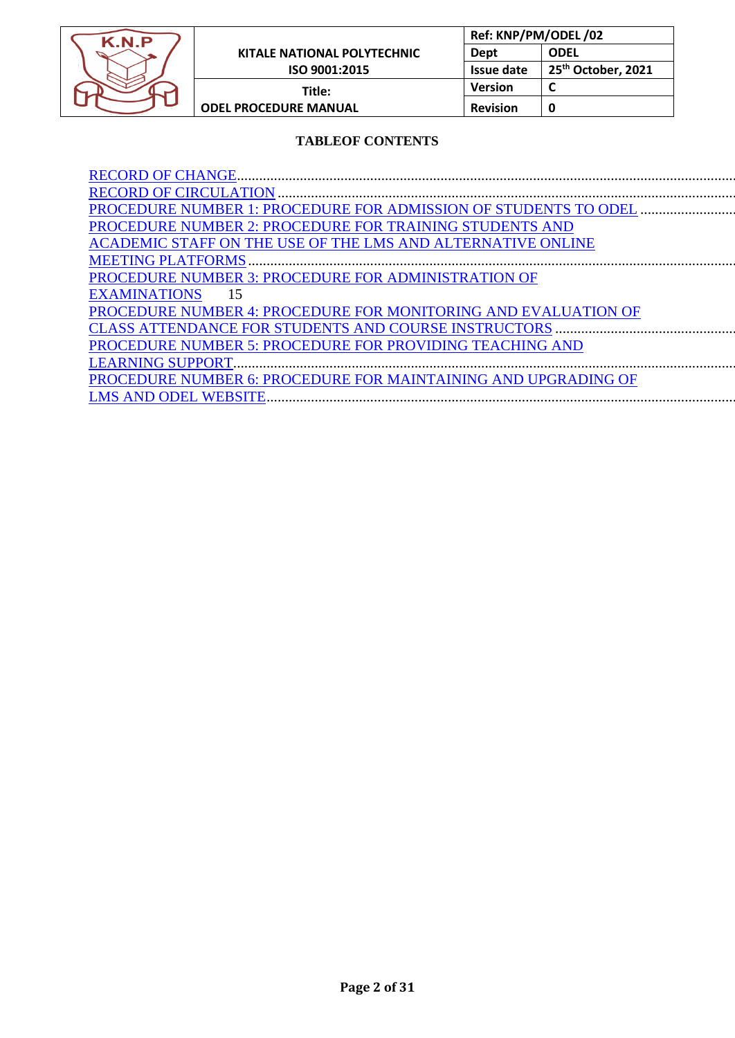**TABLEOF CONTENTS**

RECORD OF CHANGE........................................................................................................................................

RECORD OF CIRCULATION ............................................................................................................................

PROCEDURE NUMBER 1: PROCEDURE FOR ADMISSION OF STUDENTS TO ODEL ..........................

PROCEDURE NUMBER 2: PROCEDURE FOR TRAINING STUDENTS AND ACADEMIC STAFF ON THE USE OF THE LMS AND ALTERNATIVE ONLINE MEETING PLATFORMS ......................................................................................................................................

PROCEDURE NUMBER 3: PROCEDURE FOR ADMINISTRATION OF EXAMINATIONS 15

PROCEDURE NUMBER 4: PROCEDURE FOR MONITORING AND EVALUATION OF CLASS ATTENDANCE FOR STUDENTS AND COURSE INSTRUCTORS ..................................................

PROCEDURE NUMBER 5: PROCEDURE FOR PROVIDING TEACHING AND LEARNING SUPPORT.........................................................................................................................................

PROCEDURE NUMBER 6: PROCEDURE FOR MAINTAINING AND UPGRADING OF LMS AND ODEL WEBSITE................................................................................................................................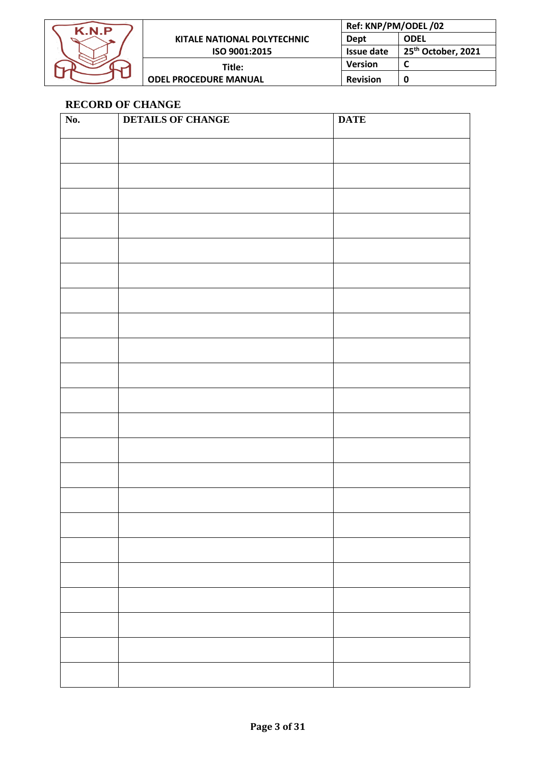## RECORD OF CHANGE

| No. | DETAILS OF CHANGE | DATE |
|---|---|---|
| | | |
| | | |
| | | |
| | | |
| | | |
| | | |
| | | |
| | | |
| | | |
| | | |
| | | |
| | | |
| | | |
| | | |
| | | |
| | | |
| | | |
| | | |
| | | |
| | | |
| | | |
| | | |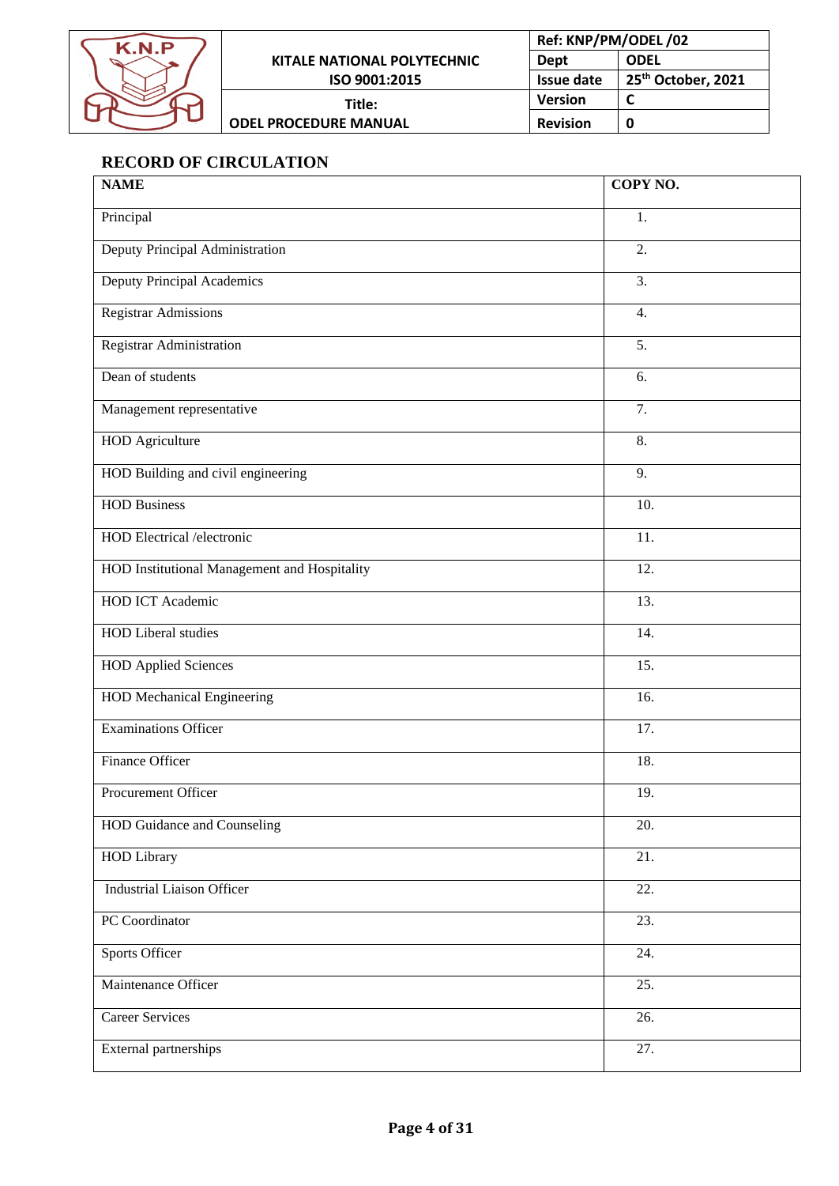## RECORD OF CIRCULATION

| NAME | COPY NO. |
|---|---|
| Principal | 1. |
| Deputy Principal Administration | 2. |
| Deputy Principal Academics | 3. |
| Registrar Admissions | 4. |
| Registrar Administration | 5. |
| Dean of students | 6. |
| Management representative | 7. |
| HOD Agriculture | 8. |
| HOD Building and civil engineering | 9. |
| HOD Business | 10. |
| HOD Electrical /electronic | 11. |
| HOD Institutional Management and Hospitality | 12. |
| HOD ICT Academic | 13. |
| HOD Liberal studies | 14. |
| HOD Applied Sciences | 15. |
| HOD Mechanical Engineering | 16. |
| Examinations Officer | 17. |
| Finance Officer | 18. |
| Procurement Officer | 19. |
| HOD Guidance and Counseling | 20. |
| HOD Library | 21. |
| Industrial Liaison Officer | 22. |
| PC Coordinator | 23. |
| Sports Officer | 24. |
| Maintenance Officer | 25. |
| Career Services | 26. |
| External partnerships | 27. |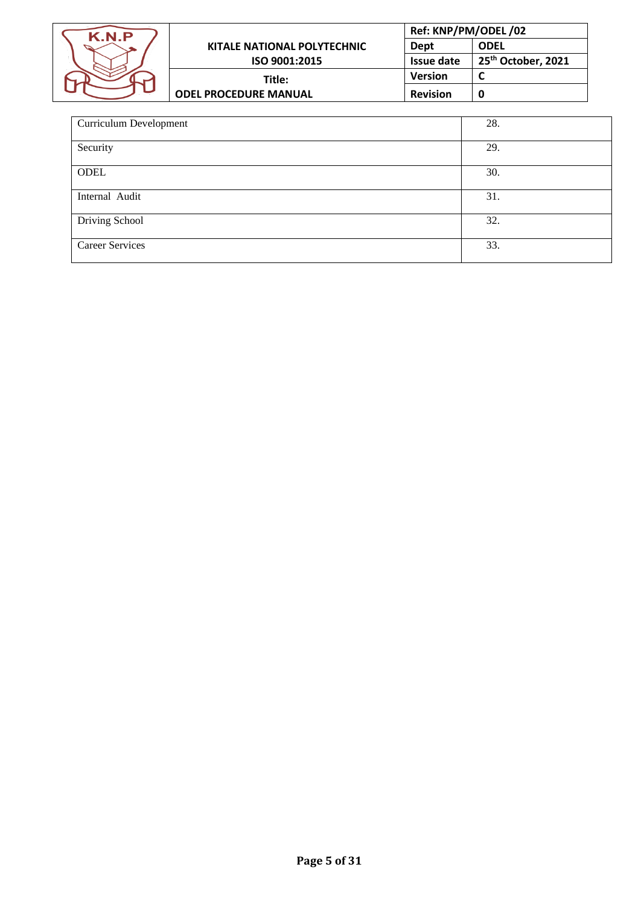| Curriculum Development | 28. |
|---|---|
| Security | 29. |
| ODEL | 30. |
| Internal Audit | 31. |
| Driving School | 32. |
| Career Services | 33. |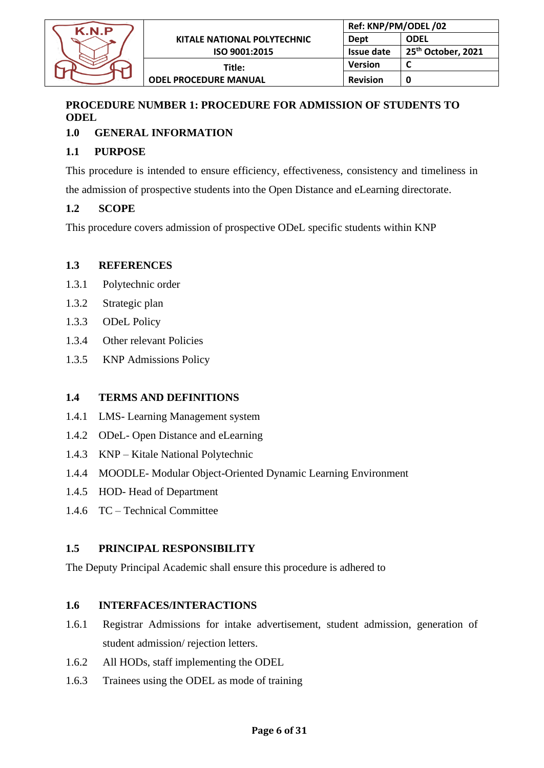## PROCEDURE NUMBER 1: PROCEDURE FOR ADMISSION OF STUDENTS TO ODEL

### 1.0 GENERAL INFORMATION

### 1.1 PURPOSE

This procedure is intended to ensure efficiency, effectiveness, consistency and timeliness in the admission of prospective students into the Open Distance and eLearning directorate.

### 1.2 SCOPE

This procedure covers admission of prospective ODeL specific students within KNP

### 1.3 REFERENCES

1.3.1 Polytechnic order

1.3.2 Strategic plan

1.3.3 ODeL Policy

1.3.4 Other relevant Policies

1.3.5 KNP Admissions Policy

### 1.4 TERMS AND DEFINITIONS

1.4.1 LMS- Learning Management system

1.4.2 ODeL- Open Distance and eLearning

1.4.3 KNP – Kitale National Polytechnic

1.4.4 MOODLE- Modular Object-Oriented Dynamic Learning Environment

1.4.5 HOD- Head of Department

1.4.6 TC – Technical Committee

### 1.5 PRINCIPAL RESPONSIBILITY

The Deputy Principal Academic shall ensure this procedure is adhered to

### 1.6 INTERFACES/INTERACTIONS

1.6.1 Registrar Admissions for intake advertisement, student admission, generation of student admission/ rejection letters.

1.6.2 All HODs, staff implementing the ODEL

1.6.3 Trainees using the ODEL as mode of training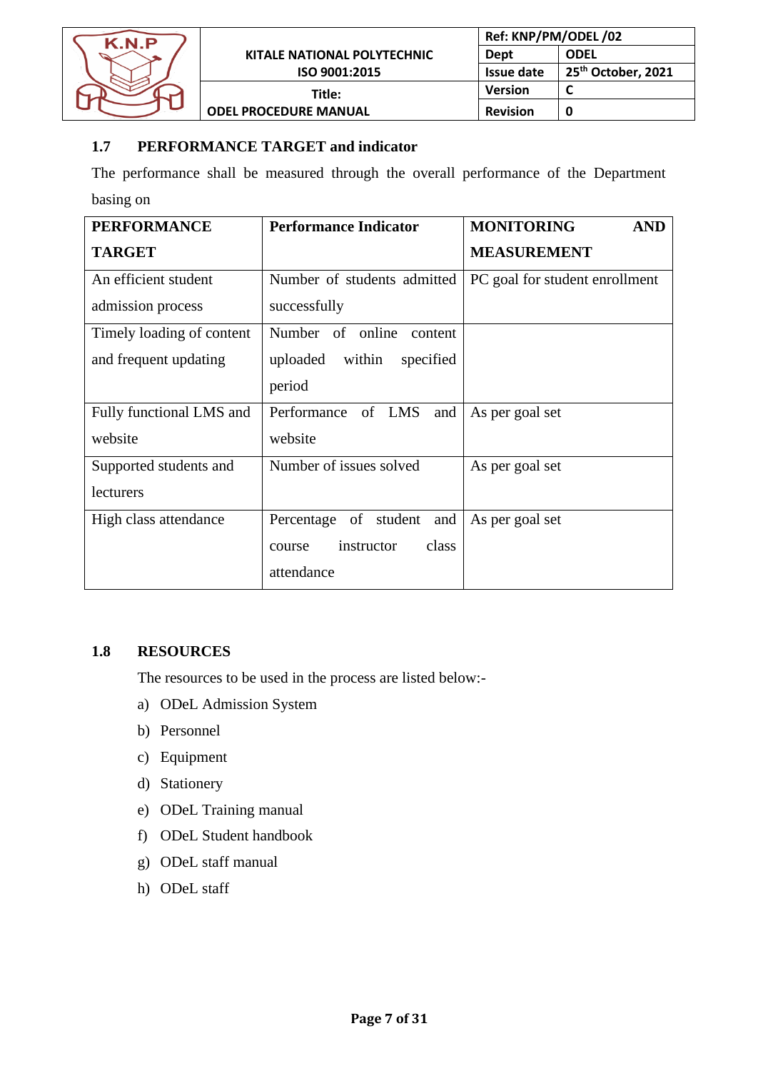### 1.7 PERFORMANCE TARGET and indicator

The performance shall be measured through the overall performance of the Department basing on

| PERFORMANCE TARGET | Performance Indicator | MONITORING AND MEASUREMENT |
|---|---|---|
| An efficient student admission process | Number of students admitted successfully | PC goal for student enrollment |
| Timely loading of content and frequent updating | Number of online content uploaded within specified period | |
| Fully functional LMS and website | Performance of LMS and website | As per goal set |
| Supported students and lecturers | Number of issues solved | As per goal set |
| High class attendance | Percentage of student and course instructor class attendance | As per goal set |

### 1.8 RESOURCES

The resources to be used in the process are listed below:-

a) ODeL Admission System
b) Personnel
c) Equipment
d) Stationery
e) ODeL Training manual
f) ODeL Student handbook
g) ODeL staff manual
h) ODeL staff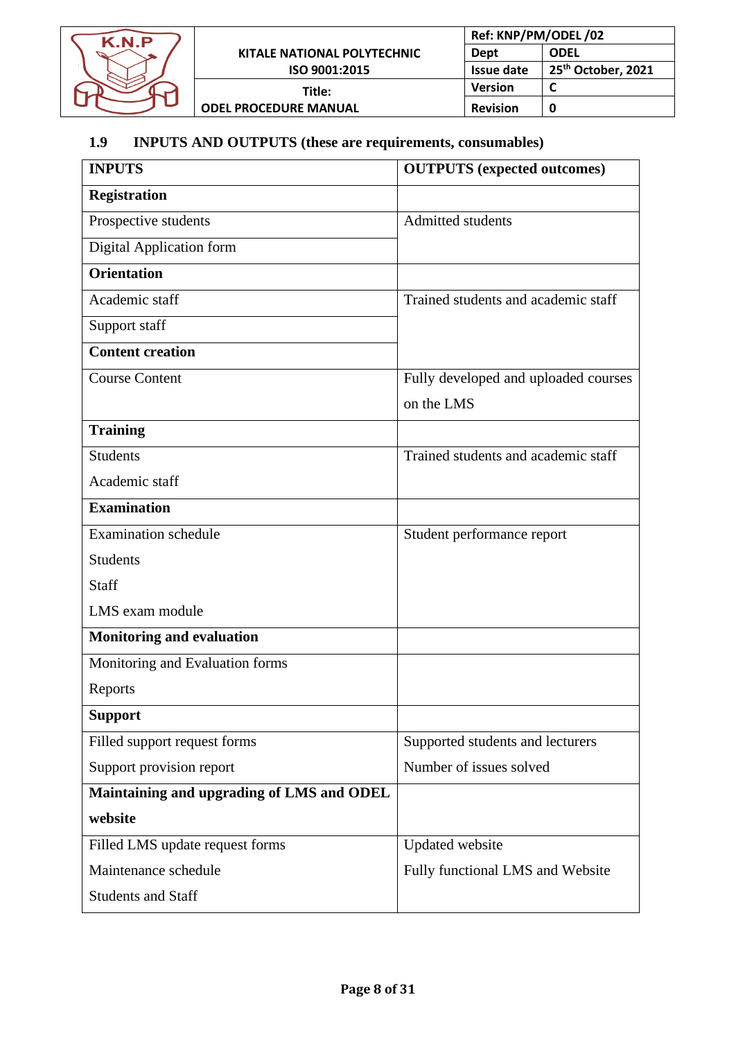## 1.9 INPUTS AND OUTPUTS (these are requirements, consumables)

| INPUTS | OUTPUTS (expected outcomes) |
|---|---|
| **Registration** | |
| Prospective students | Admitted students |
| Digital Application form | |
| **Orientation** | |
| Academic staff | Trained students and academic staff |
| Support staff | |
| **Content creation** | |
| Course Content | Fully developed and uploaded courses on the LMS |
| **Training** | |
| Students<br>Academic staff | Trained students and academic staff |
| **Examination** | |
| Examination schedule<br>Students<br>Staff<br>LMS exam module | Student performance report |
| **Monitoring and evaluation** | |
| Monitoring and Evaluation forms<br>Reports | |
| **Support** | |
| Filled support request forms<br>Support provision report | Supported students and lecturers<br>Number of issues solved |
| **Maintaining and upgrading of LMS and ODEL website** | |
| Filled LMS update request forms<br>Maintenance schedule<br>Students and Staff | Updated website<br>Fully functional LMS and Website |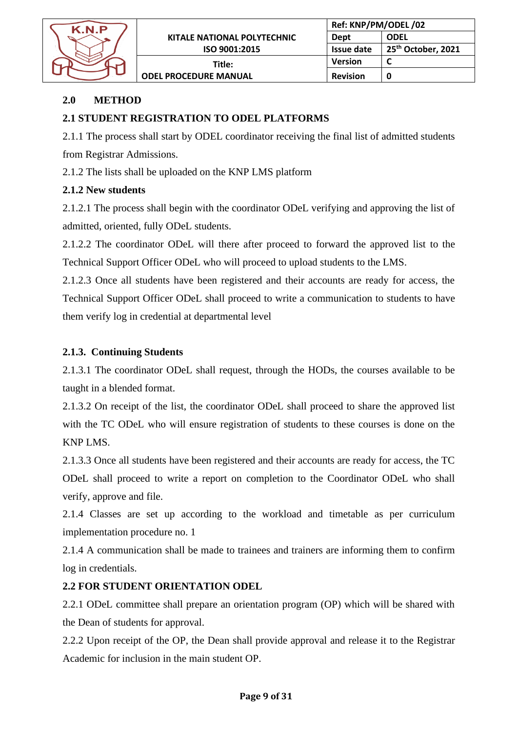## 2.0 METHOD

### 2.1 STUDENT REGISTRATION TO ODEL PLATFORMS

2.1.1 The process shall start by ODEL coordinator receiving the final list of admitted students from Registrar Admissions.

2.1.2 The lists shall be uploaded on the KNP LMS platform

#### 2.1.2 New students

2.1.2.1 The process shall begin with the coordinator ODeL verifying and approving the list of admitted, oriented, fully ODeL students.

2.1.2.2 The coordinator ODeL will there after proceed to forward the approved list to the Technical Support Officer ODeL who will proceed to upload students to the LMS.

2.1.2.3 Once all students have been registered and their accounts are ready for access, the Technical Support Officer ODeL shall proceed to write a communication to students to have them verify log in credential at departmental level

#### 2.1.3. Continuing Students

2.1.3.1 The coordinator ODeL shall request, through the HODs, the courses available to be taught in a blended format.

2.1.3.2 On receipt of the list, the coordinator ODeL shall proceed to share the approved list with the TC ODeL who will ensure registration of students to these courses is done on the KNP LMS.

2.1.3.3 Once all students have been registered and their accounts are ready for access, the TC ODeL shall proceed to write a report on completion to the Coordinator ODeL who shall verify, approve and file.

2.1.4 Classes are set up according to the workload and timetable as per curriculum implementation procedure no. 1

2.1.4 A communication shall be made to trainees and trainers are informing them to confirm log in credentials.

### 2.2 FOR STUDENT ORIENTATION ODEL

2.2.1 ODeL committee shall prepare an orientation program (OP) which will be shared with the Dean of students for approval.

2.2.2 Upon receipt of the OP, the Dean shall provide approval and release it to the Registrar Academic for inclusion in the main student OP.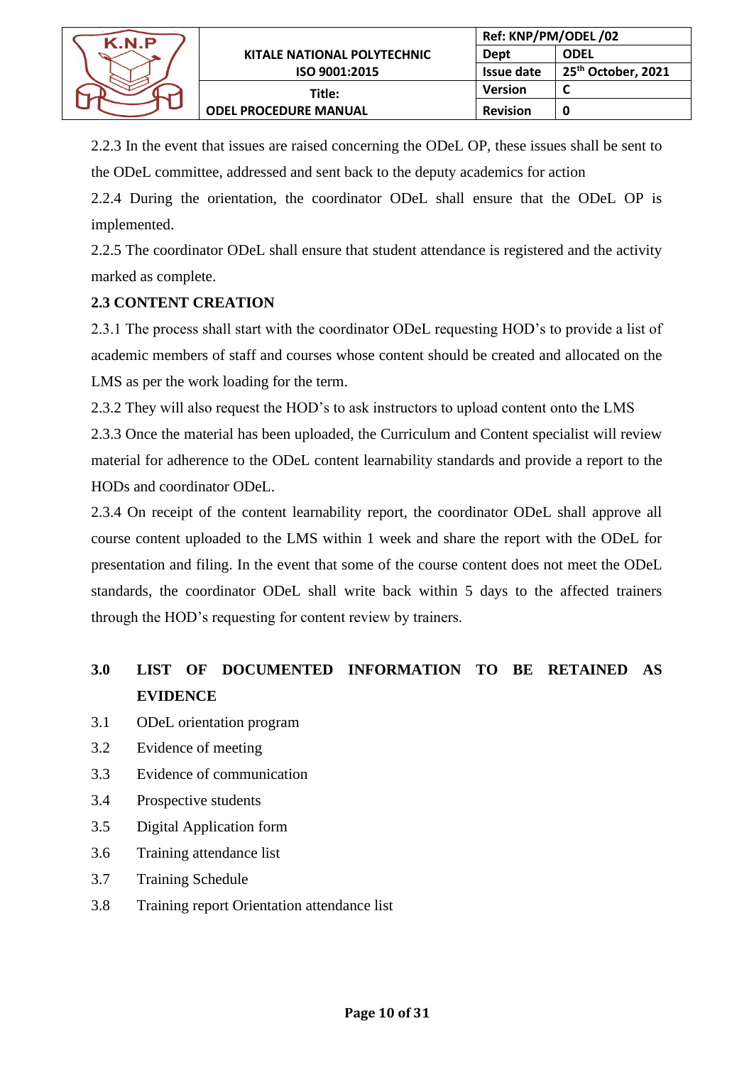2.2.3 In the event that issues are raised concerning the ODeL OP, these issues shall be sent to the ODeL committee, addressed and sent back to the deputy academics for action

2.2.4 During the orientation, the coordinator ODeL shall ensure that the ODeL OP is implemented.

2.2.5 The coordinator ODeL shall ensure that student attendance is registered and the activity marked as complete.

**2.3 CONTENT CREATION**

2.3.1 The process shall start with the coordinator ODeL requesting HOD's to provide a list of academic members of staff and courses whose content should be created and allocated on the LMS as per the work loading for the term.

2.3.2 They will also request the HOD's to ask instructors to upload content onto the LMS

2.3.3 Once the material has been uploaded, the Curriculum and Content specialist will review material for adherence to the ODeL content learnability standards and provide a report to the HODs and coordinator ODeL.

2.3.4 On receipt of the content learnability report, the coordinator ODeL shall approve all course content uploaded to the LMS within 1 week and share the report with the ODeL for presentation and filing. In the event that some of the course content does not meet the ODeL standards, the coordinator ODeL shall write back within 5 days to the affected trainers through the HOD's requesting for content review by trainers.

## 3.0 LIST OF DOCUMENTED INFORMATION TO BE RETAINED AS EVIDENCE

3.1 ODeL orientation program

3.2 Evidence of meeting

3.3 Evidence of communication

3.4 Prospective students

3.5 Digital Application form

3.6 Training attendance list

3.7 Training Schedule

3.8 Training report Orientation attendance list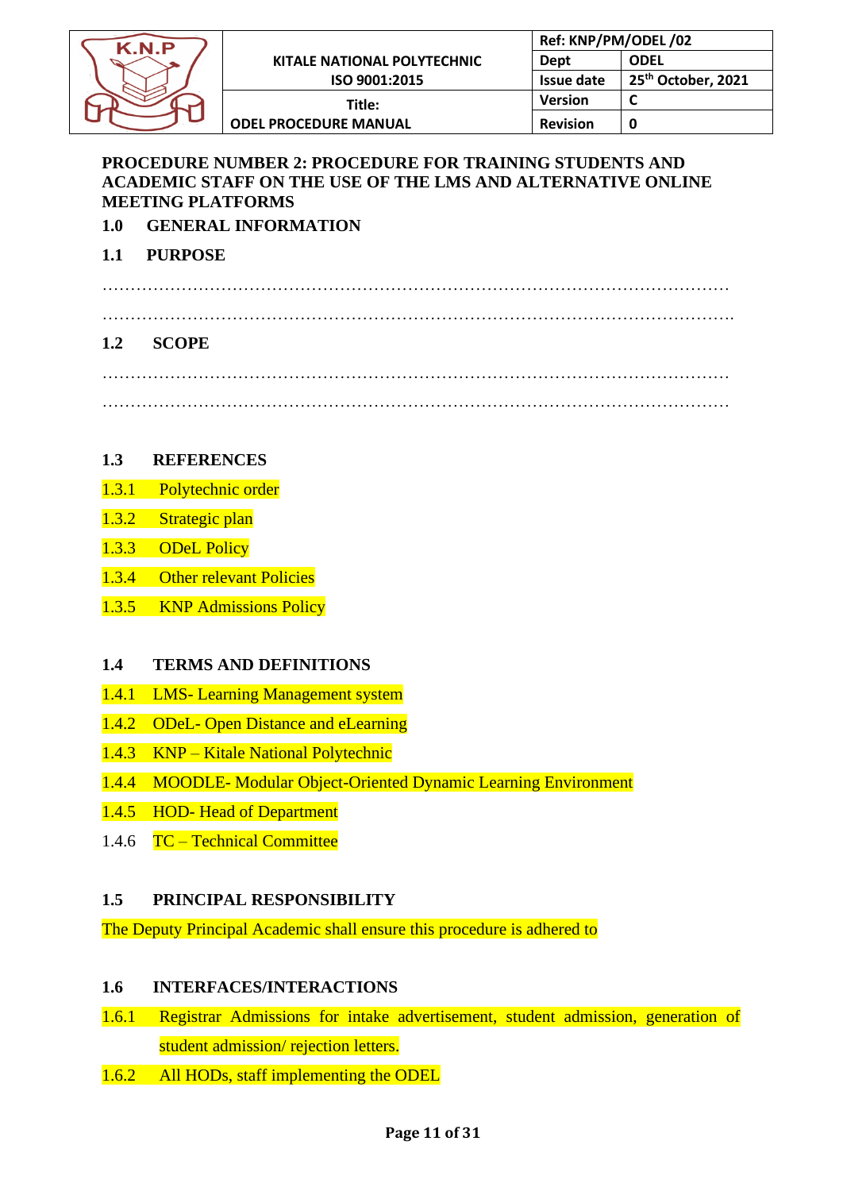**PROCEDURE NUMBER 2: PROCEDURE FOR TRAINING STUDENTS AND ACADEMIC STAFF ON THE USE OF THE LMS AND ALTERNATIVE ONLINE MEETING PLATFORMS**

## 1.0 GENERAL INFORMATION

### 1.1 PURPOSE

……………………………………………………………………………………………………

…………………………………………………………………………………………………….

### 1.2 SCOPE

……………………………………………………………………………………………………

……………………………………………………………………………………………………

### 1.3 REFERENCES

1.3.1 Polytechnic order

1.3.2 Strategic plan

1.3.3 ODeL Policy

1.3.4 Other relevant Policies

1.3.5 KNP Admissions Policy

### 1.4 TERMS AND DEFINITIONS

1.4.1 LMS- Learning Management system

1.4.2 ODeL- Open Distance and eLearning

1.4.3 KNP – Kitale National Polytechnic

1.4.4 MOODLE- Modular Object-Oriented Dynamic Learning Environment

1.4.5 HOD- Head of Department

1.4.6 TC – Technical Committee

### 1.5 PRINCIPAL RESPONSIBILITY

The Deputy Principal Academic shall ensure this procedure is adhered to

### 1.6 INTERFACES/INTERACTIONS

1.6.1 Registrar Admissions for intake advertisement, student admission, generation of student admission/ rejection letters.

1.6.2 All HODs, staff implementing the ODEL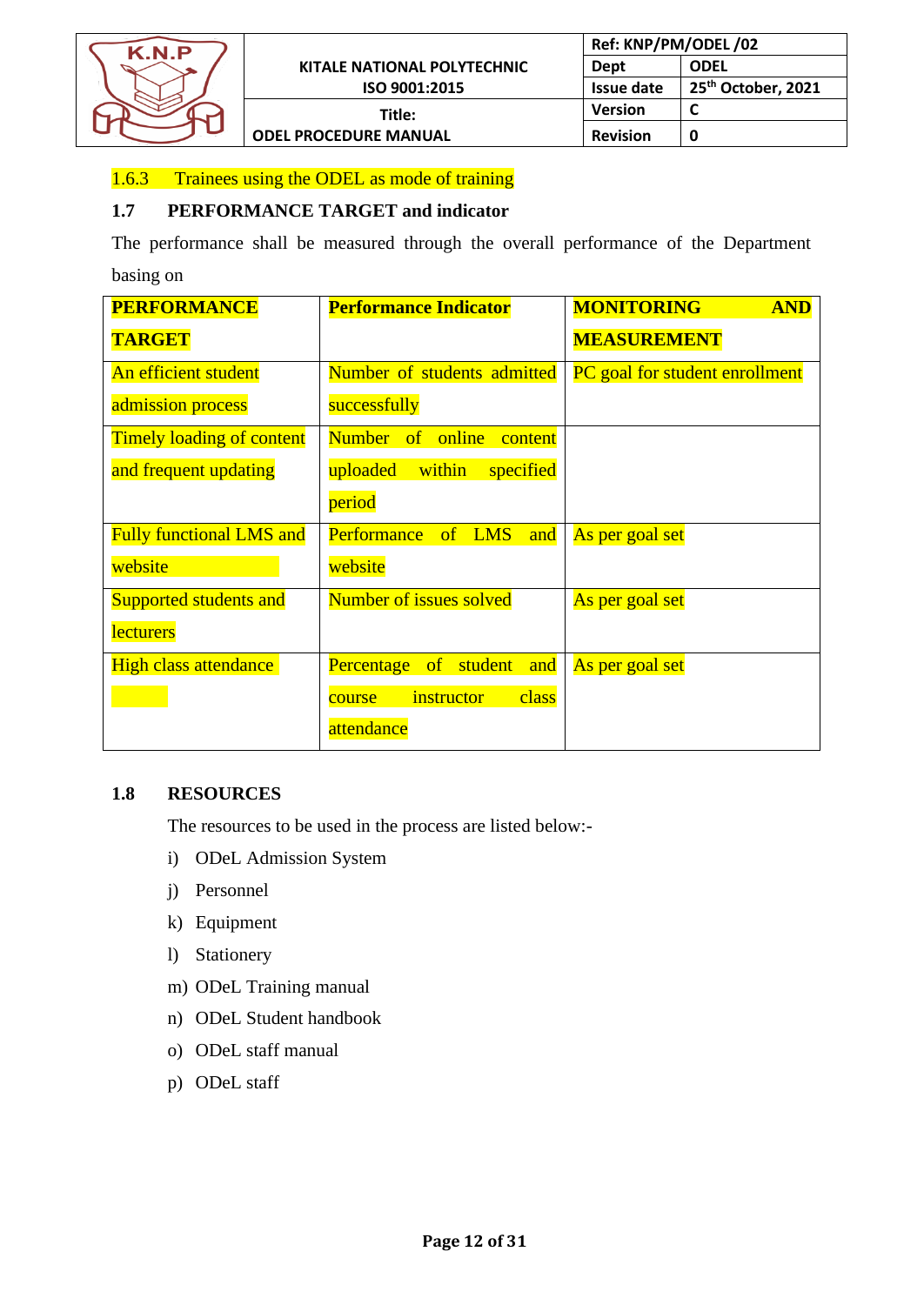1.6.3 Trainees using the ODEL as mode of training

### 1.7 PERFORMANCE TARGET and indicator

The performance shall be measured through the overall performance of the Department basing on

| PERFORMANCE TARGET | Performance Indicator | MONITORING AND MEASUREMENT |
|---|---|---|
| An efficient student admission process | Number of students admitted successfully | PC goal for student enrollment |
| Timely loading of content and frequent updating | Number of online content uploaded within specified period | |
| Fully functional LMS and website | Performance of LMS and website | As per goal set |
| Supported students and lecturers | Number of issues solved | As per goal set |
| High class attendance | Percentage of student and course instructor class attendance | As per goal set |

### 1.8 RESOURCES

The resources to be used in the process are listed below:-

i) ODeL Admission System
j) Personnel
k) Equipment
l) Stationery
m) ODeL Training manual
n) ODeL Student handbook
o) ODeL staff manual
p) ODeL staff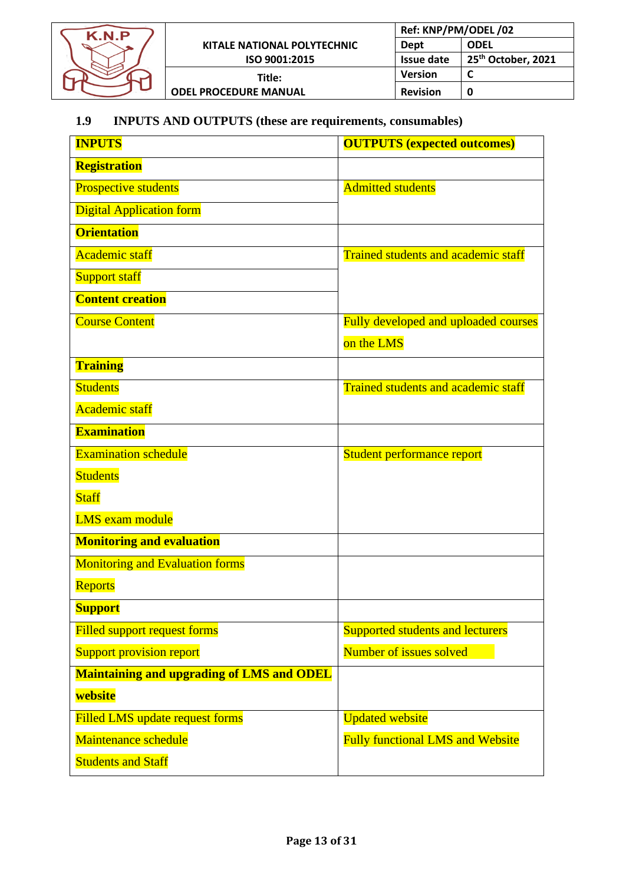## 1.9 INPUTS AND OUTPUTS (these are requirements, consumables)

| INPUTS | OUTPUTS (expected outcomes) |
|---|---|
| **Registration** | |
| Prospective students<br>Digital Application form | Admitted students |
| **Orientation** | |
| Academic staff<br>Support staff | Trained students and academic staff |
| **Content creation** | |
| Course Content | Fully developed and uploaded courses on the LMS |
| **Training** | |
| Students<br>Academic staff | Trained students and academic staff |
| **Examination** | |
| Examination schedule<br>Students<br>Staff<br>LMS exam module | Student performance report |
| **Monitoring and evaluation** | |
| Monitoring and Evaluation forms<br>Reports | |
| **Support** | |
| Filled support request forms<br>Support provision report | Supported students and lecturers<br>Number of issues solved |
| **Maintaining and upgrading of LMS and ODEL website** | |
| Filled LMS update request forms<br>Maintenance schedule<br>Students and Staff | Updated website<br>Fully functional LMS and Website |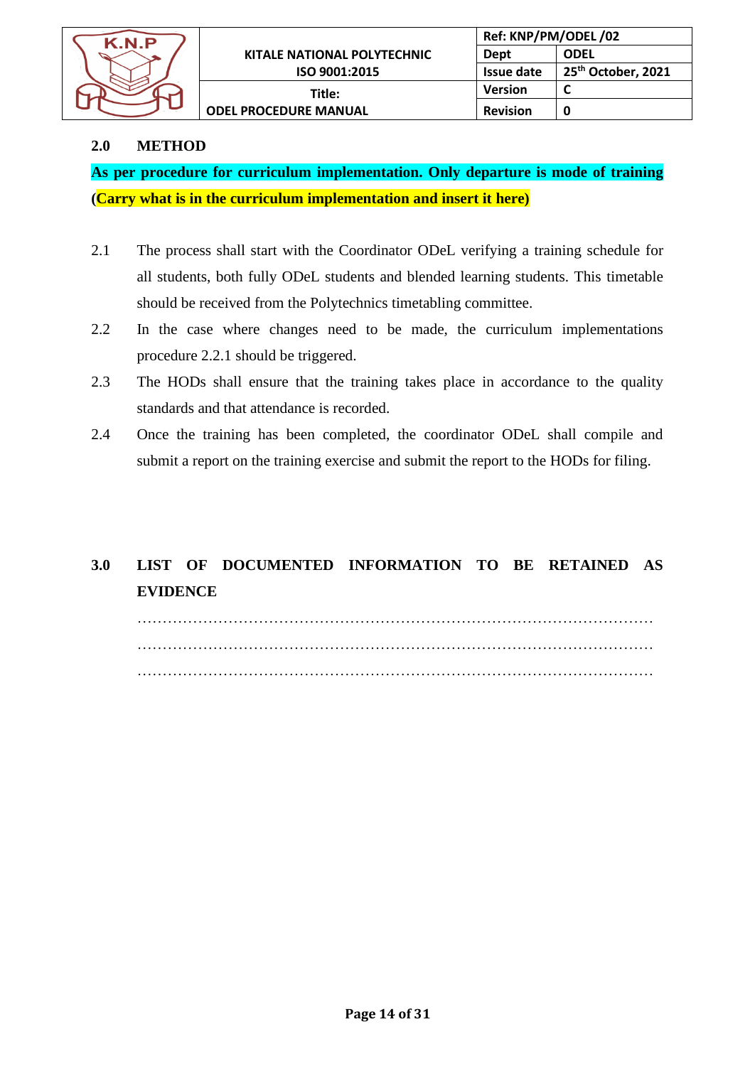## 2.0 METHOD

**As per procedure for curriculum implementation. Only departure is mode of training (Carry what is in the curriculum implementation and insert it here)**

2.1 The process shall start with the Coordinator ODeL verifying a training schedule for all students, both fully ODeL students and blended learning students. This timetable should be received from the Polytechnics timetabling committee.

2.2 In the case where changes need to be made, the curriculum implementations procedure 2.2.1 should be triggered.

2.3 The HODs shall ensure that the training takes place in accordance to the quality standards and that attendance is recorded.

2.4 Once the training has been completed, the coordinator ODeL shall compile and submit a report on the training exercise and submit the report to the HODs for filing.

## 3.0 LIST OF DOCUMENTED INFORMATION TO BE RETAINED AS EVIDENCE

…………………………………………………………………………………………
…………………………………………………………………………………………
…………………………………………………………………………………………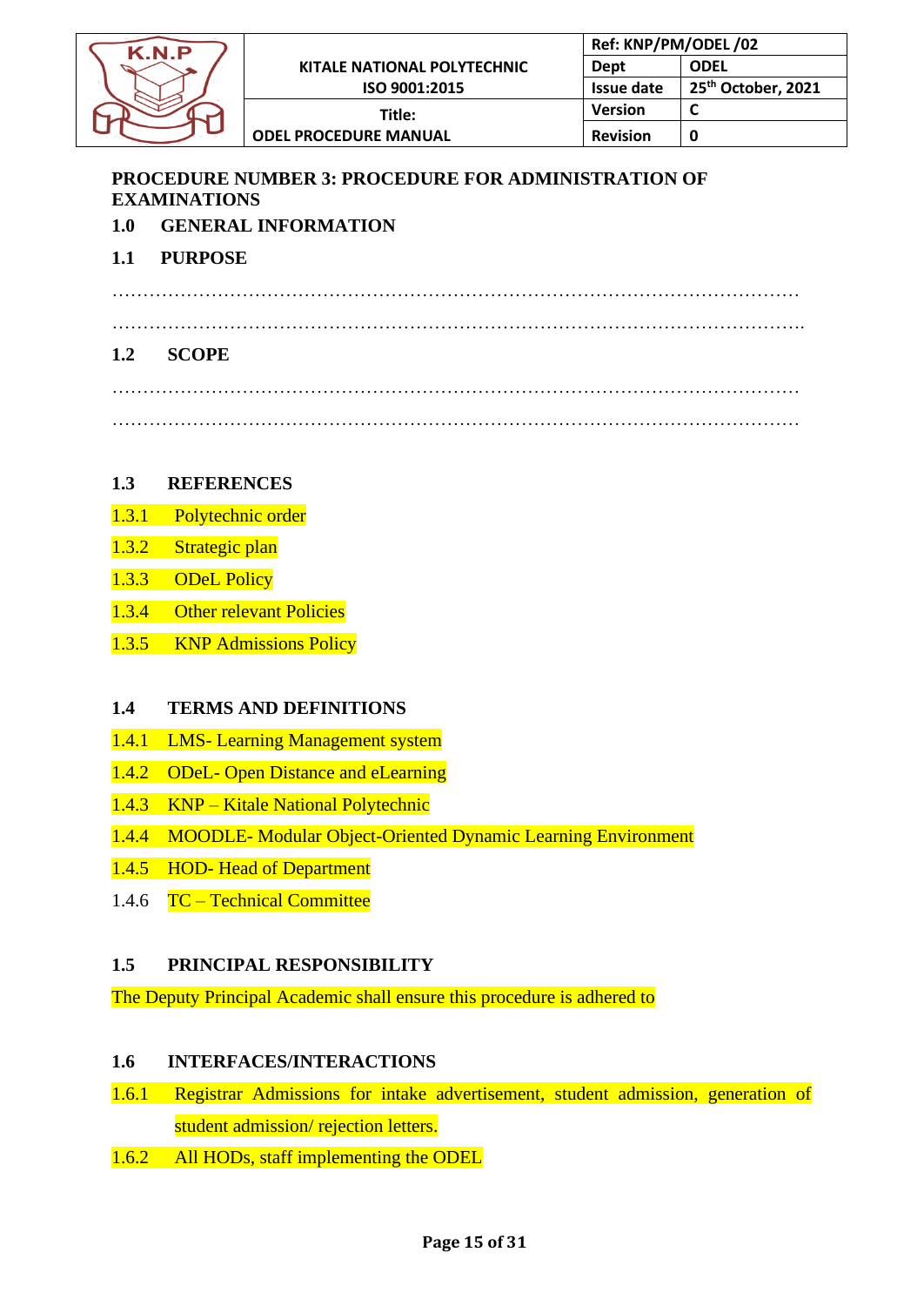| | KITALE NATIONAL POLYTECHNIC<br>ISO 9001:2015 | Ref: KNP/PM/ODEL /02 | |
|---|---|---|---|
| | | Dept | ODEL |
| | | Issue date | 25th October, 2021 |
| | Title:<br>ODEL PROCEDURE MANUAL | Version | C |
| | | Revision | 0 |

**PROCEDURE NUMBER 3: PROCEDURE FOR ADMINISTRATION OF EXAMINATIONS**

**1.0 GENERAL INFORMATION**

**1.1 PURPOSE**

…………………………………………………………………………………………………

…………………………………………………………………………………………………

**1.2 SCOPE**

…………………………………………………………………………………………………

…………………………………………………………………………………………………

**1.3 REFERENCES**

1.3.1 Polytechnic order

1.3.2 Strategic plan

1.3.3 ODeL Policy

1.3.4 Other relevant Policies

1.3.5 KNP Admissions Policy

**1.4 TERMS AND DEFINITIONS**

1.4.1 LMS- Learning Management system

1.4.2 ODeL- Open Distance and eLearning

1.4.3 KNP – Kitale National Polytechnic

1.4.4 MOODLE- Modular Object-Oriented Dynamic Learning Environment

1.4.5 HOD- Head of Department

1.4.6 TC – Technical Committee

**1.5 PRINCIPAL RESPONSIBILITY**

The Deputy Principal Academic shall ensure this procedure is adhered to

**1.6 INTERFACES/INTERACTIONS**

1.6.1 Registrar Admissions for intake advertisement, student admission, generation of student admission/ rejection letters.

1.6.2 All HODs, staff implementing the ODEL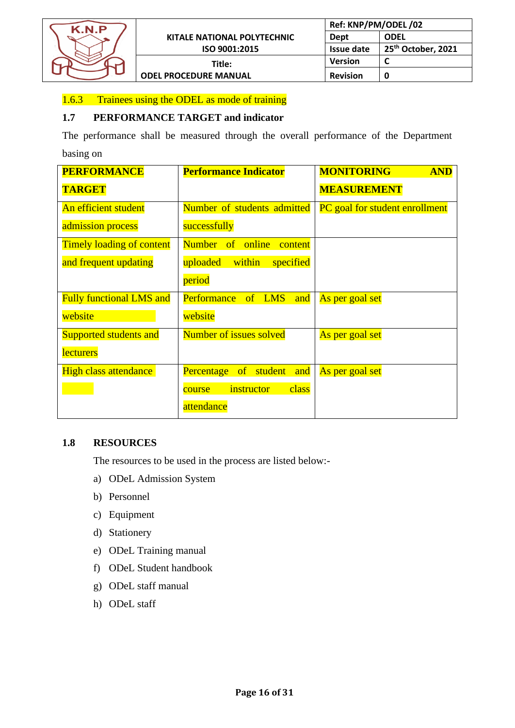1.6.3 Trainees using the ODEL as mode of training

### 1.7 PERFORMANCE TARGET and indicator

The performance shall be measured through the overall performance of the Department basing on

| PERFORMANCE TARGET | Performance Indicator | MONITORING AND MEASUREMENT |
|---|---|---|
| An efficient student admission process | Number of students admitted successfully | PC goal for student enrollment |
| Timely loading of content and frequent updating | Number of online content uploaded within specified period | |
| Fully functional LMS and website | Performance of LMS and website | As per goal set |
| Supported students and lecturers | Number of issues solved | As per goal set |
| High class attendance | Percentage of student and course instructor class attendance | As per goal set |

### 1.8 RESOURCES

The resources to be used in the process are listed below:-

a) ODeL Admission System
b) Personnel
c) Equipment
d) Stationery
e) ODeL Training manual
f) ODeL Student handbook
g) ODeL staff manual
h) ODeL staff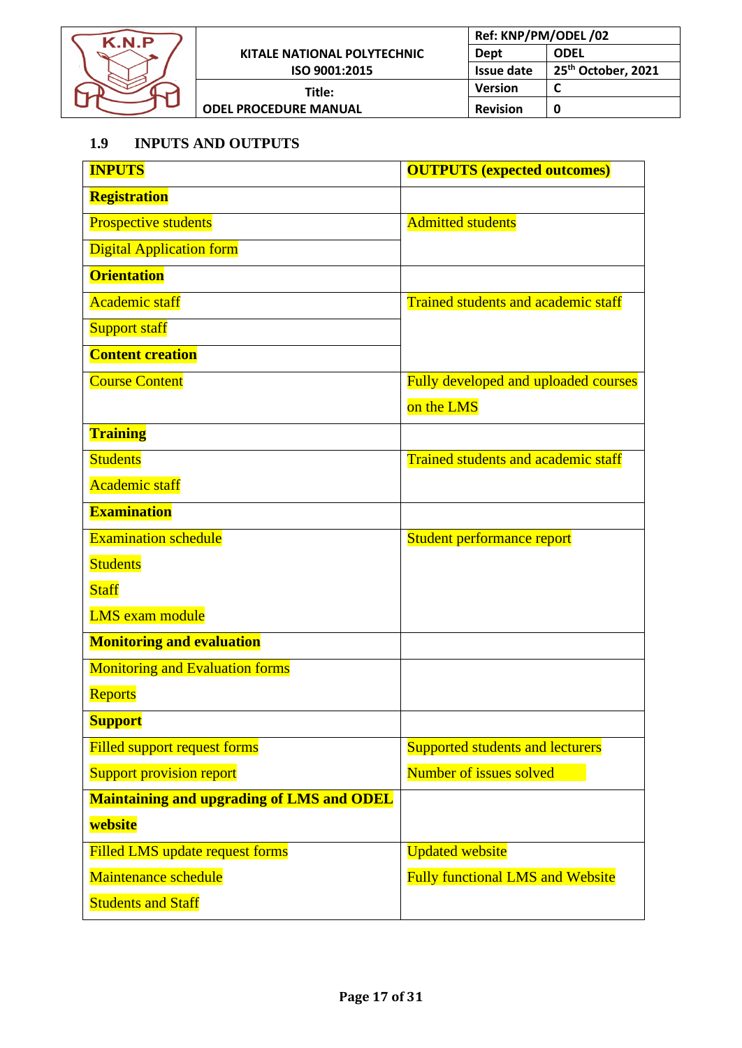### 1.9 INPUTS AND OUTPUTS

| INPUTS | OUTPUTS (expected outcomes) |
|---|---|
| **Registration** | |
| Prospective students<br>Digital Application form | Admitted students |
| **Orientation** | |
| Academic staff<br>Support staff | Trained students and academic staff |
| **Content creation** | |
| Course Content | Fully developed and uploaded courses on the LMS |
| **Training** | |
| Students<br>Academic staff | Trained students and academic staff |
| **Examination** | |
| Examination schedule<br>Students<br>Staff<br>LMS exam module | Student performance report |
| **Monitoring and evaluation** | |
| Monitoring and Evaluation forms<br>Reports | |
| **Support** | |
| Filled support request forms<br>Support provision report | Supported students and lecturers<br>Number of issues solved |
| **Maintaining and upgrading of LMS and ODEL website** | |
| Filled LMS update request forms<br>Maintenance schedule<br>Students and Staff | Updated website<br>Fully functional LMS and Website |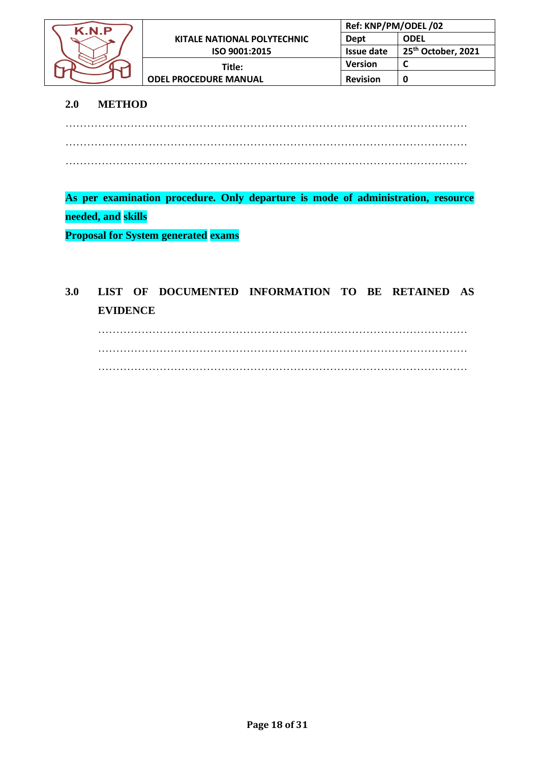## 2.0 METHOD

……………………………………………………………………………………………………
……………………………………………………………………………………………………
……………………………………………………………………………………………………

**As per examination procedure. Only departure is mode of administration, resource needed, and skills**

**Proposal for System generated exams**

## 3.0 LIST OF DOCUMENTED INFORMATION TO BE RETAINED AS EVIDENCE

……………………………………………………………………………………………
……………………………………………………………………………………………
……………………………………………………………………………………………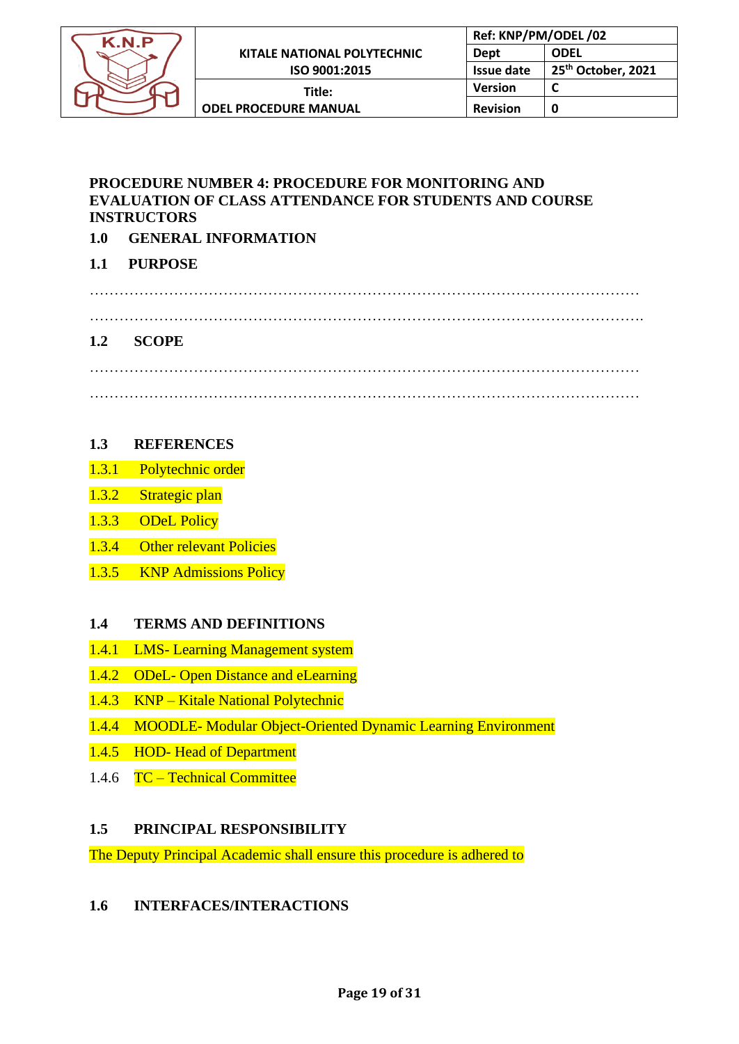## PROCEDURE NUMBER 4: PROCEDURE FOR MONITORING AND EVALUATION OF CLASS ATTENDANCE FOR STUDENTS AND COURSE INSTRUCTORS

### 1.0 GENERAL INFORMATION

### 1.1 PURPOSE

……………………………………………………………………………………………………

…………………………………………………………………………………………………….

### 1.2 SCOPE

……………………………………………………………………………………………………

……………………………………………………………………………………………………

### 1.3 REFERENCES

1.3.1 Polytechnic order

1.3.2 Strategic plan

1.3.3 ODeL Policy

1.3.4 Other relevant Policies

1.3.5 KNP Admissions Policy

### 1.4 TERMS AND DEFINITIONS

1.4.1 LMS- Learning Management system

1.4.2 ODeL- Open Distance and eLearning

1.4.3 KNP – Kitale National Polytechnic

1.4.4 MOODLE- Modular Object-Oriented Dynamic Learning Environment

1.4.5 HOD- Head of Department

1.4.6 TC – Technical Committee

### 1.5 PRINCIPAL RESPONSIBILITY

The Deputy Principal Academic shall ensure this procedure is adhered to

### 1.6 INTERFACES/INTERACTIONS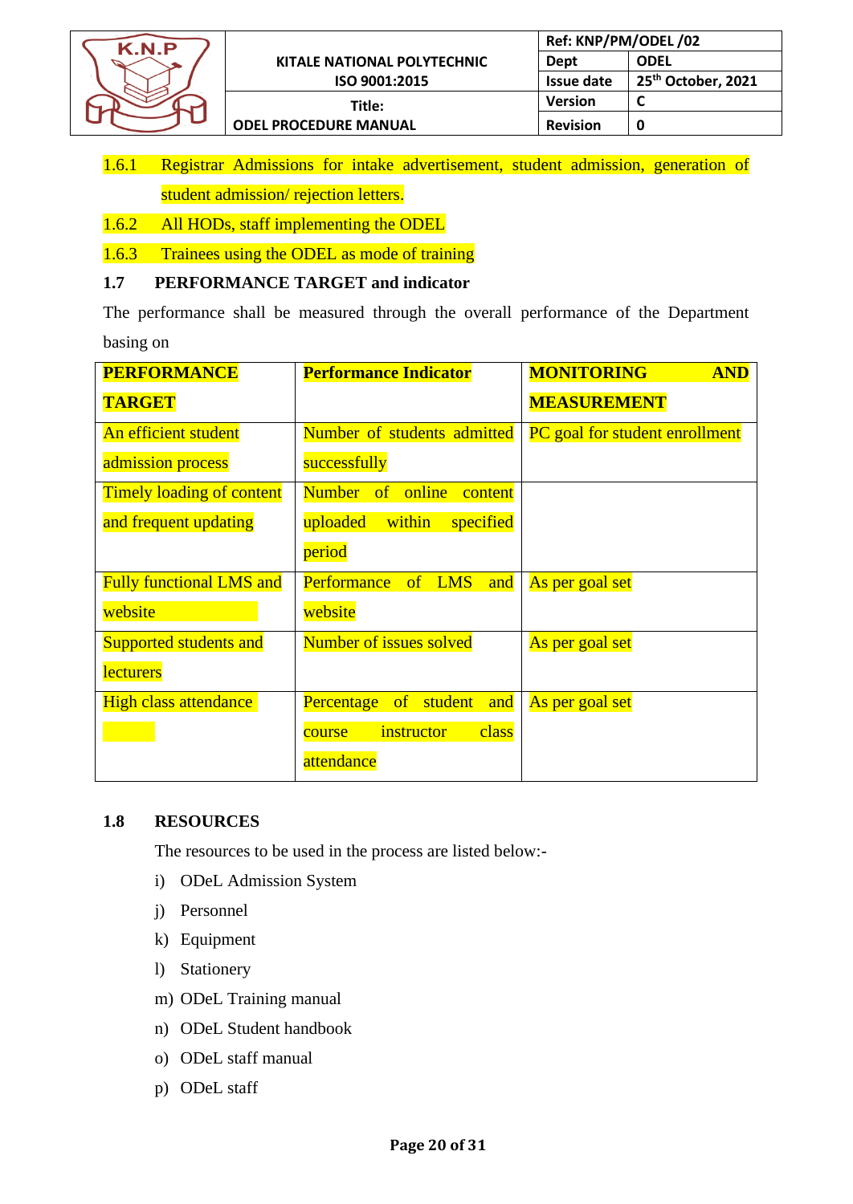1.6.1 Registrar Admissions for intake advertisement, student admission, generation of student admission/ rejection letters.

1.6.2 All HODs, staff implementing the ODEL

1.6.3 Trainees using the ODEL as mode of training

### 1.7 PERFORMANCE TARGET and indicator

The performance shall be measured through the overall performance of the Department basing on

| PERFORMANCE TARGET | Performance Indicator | MONITORING AND MEASUREMENT |
|---|---|---|
| An efficient student admission process | Number of students admitted successfully | PC goal for student enrollment |
| Timely loading of content and frequent updating | Number of online content uploaded within specified period | |
| Fully functional LMS and website | Performance of LMS and website | As per goal set |
| Supported students and lecturers | Number of issues solved | As per goal set |
| High class attendance | Percentage of student and course instructor class attendance | As per goal set |

### 1.8 RESOURCES

The resources to be used in the process are listed below:-

i) ODeL Admission System
j) Personnel
k) Equipment
l) Stationery
m) ODeL Training manual
n) ODeL Student handbook
o) ODeL staff manual
p) ODeL staff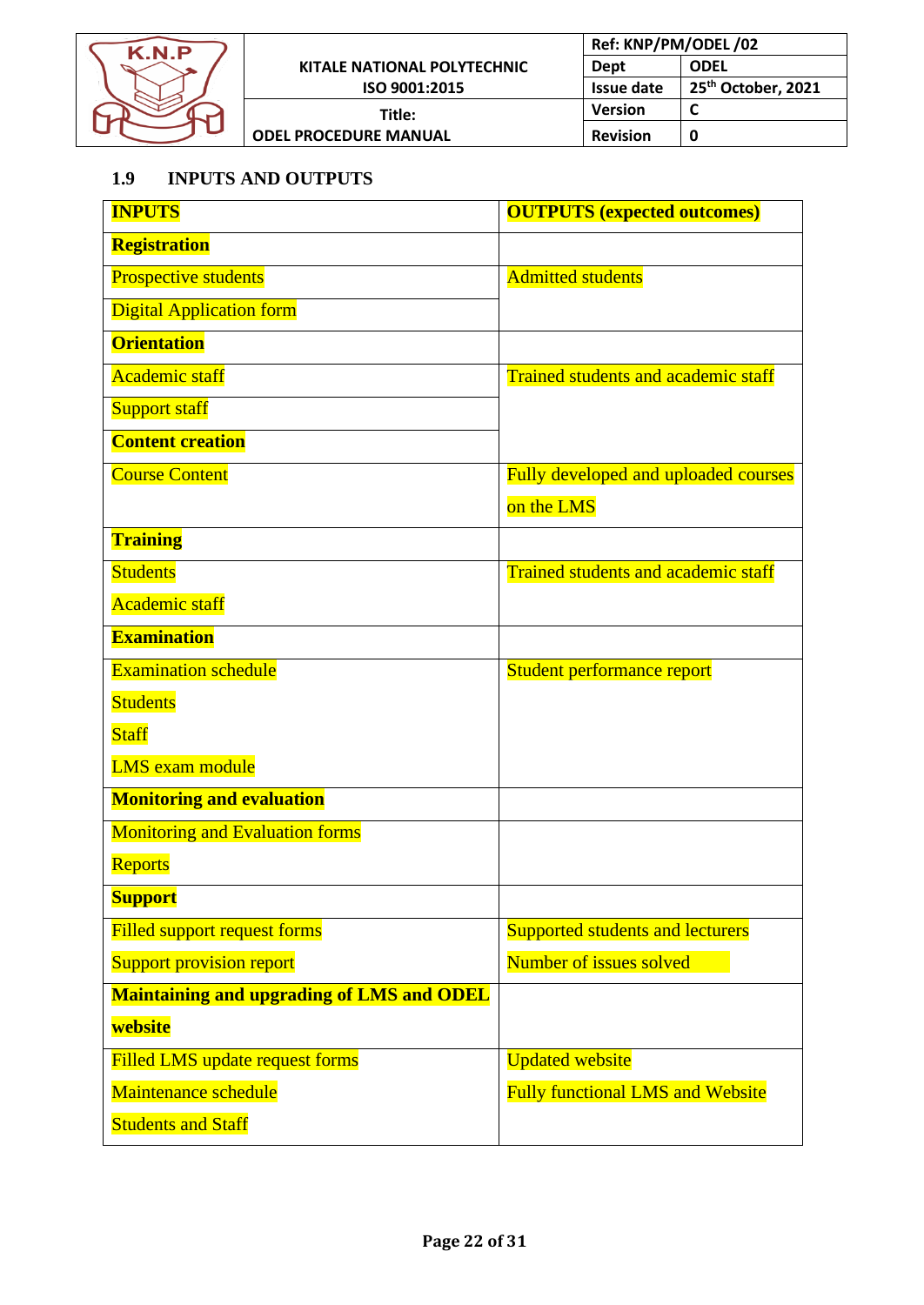## 1.9 INPUTS AND OUTPUTS

| **INPUTS** | **OUTPUTS (expected outcomes)** |
|---|---|
| **Registration** | |
| Prospective students<br>Digital Application form | Admitted students |
| **Orientation** | |
| Academic staff<br>Support staff | Trained students and academic staff |
| **Content creation** | |
| Course Content | Fully developed and uploaded courses on the LMS |
| **Training** | |
| Students<br>Academic staff | Trained students and academic staff |
| **Examination** | |
| Examination schedule<br>Students<br>Staff<br>LMS exam module | Student performance report |
| **Monitoring and evaluation** | |
| Monitoring and Evaluation forms<br>Reports | |
| **Support** | |
| Filled support request forms<br>Support provision report | Supported students and lecturers<br>Number of issues solved |
| **Maintaining and upgrading of LMS and ODEL website** | |
| Filled LMS update request forms<br>Maintenance schedule<br>Students and Staff | Updated website<br>Fully functional LMS and Website |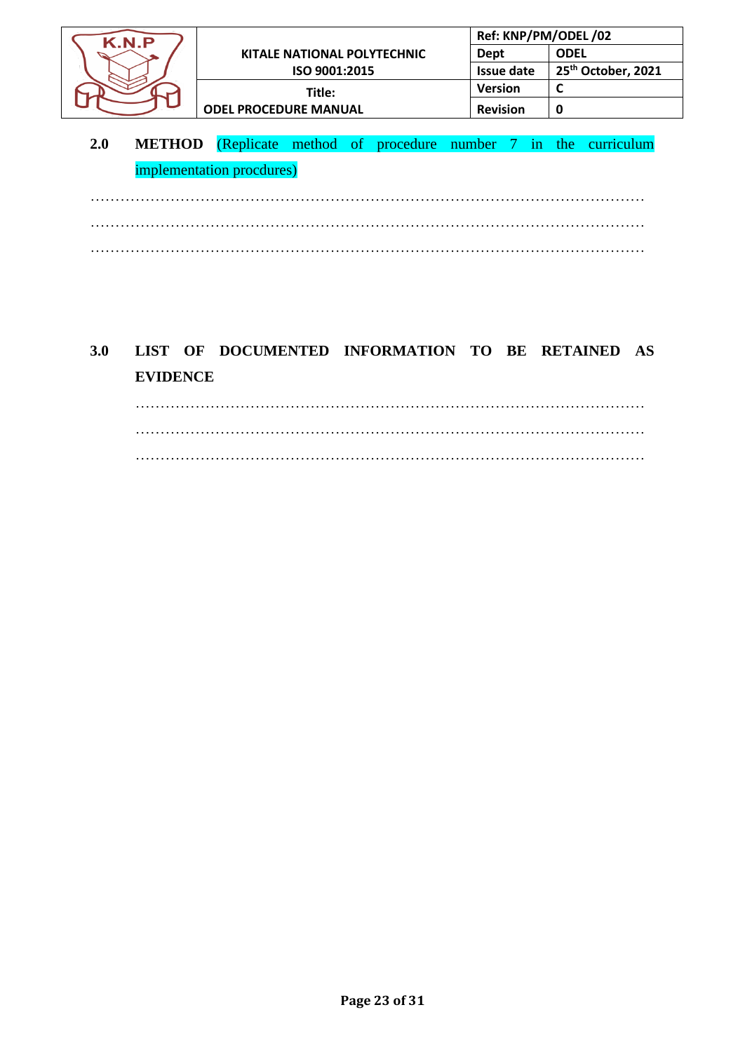## 2.0 METHOD (Replicate method of procedure number 7 in the curriculum implementation procdures)

……………………………………………………………………………………………………

……………………………………………………………………………………………………

……………………………………………………………………………………………………

## 3.0 LIST OF DOCUMENTED INFORMATION TO BE RETAINED AS EVIDENCE

……………………………………………………………………………………………

……………………………………………………………………………………………

……………………………………………………………………………………………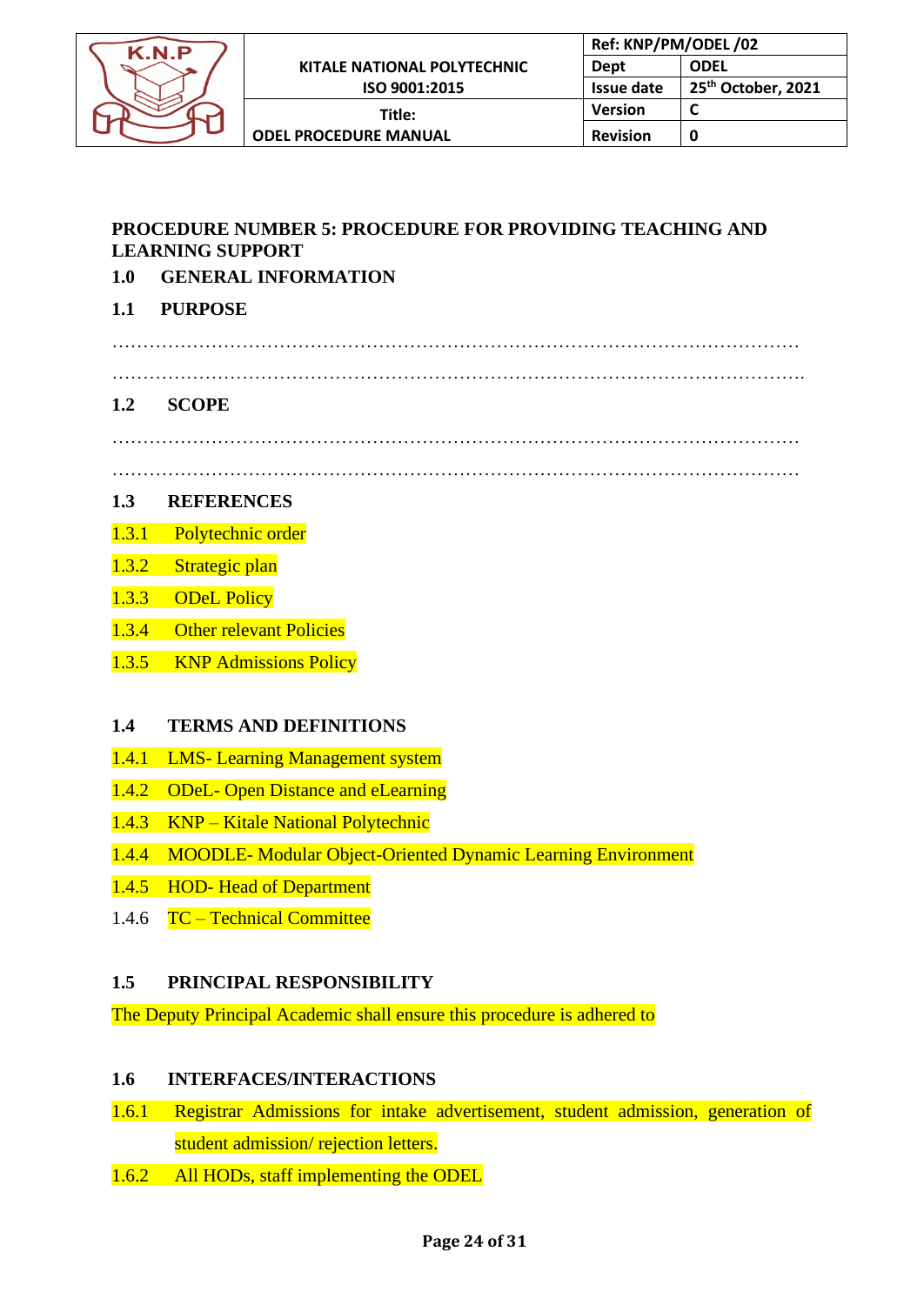**PROCEDURE NUMBER 5: PROCEDURE FOR PROVIDING TEACHING AND LEARNING SUPPORT**

## 1.0 GENERAL INFORMATION

### 1.1 PURPOSE

…………………………………………………………………………………………………

………………………………………………………………………………………………….

### 1.2 SCOPE

…………………………………………………………………………………………………

…………………………………………………………………………………………………

### 1.3 REFERENCES

1.3.1 Polytechnic order

1.3.2 Strategic plan

1.3.3 ODeL Policy

1.3.4 Other relevant Policies

1.3.5 KNP Admissions Policy

### 1.4 TERMS AND DEFINITIONS

1.4.1 LMS- Learning Management system

1.4.2 ODeL- Open Distance and eLearning

1.4.3 KNP – Kitale National Polytechnic

1.4.4 MOODLE- Modular Object-Oriented Dynamic Learning Environment

1.4.5 HOD- Head of Department

1.4.6 TC – Technical Committee

### 1.5 PRINCIPAL RESPONSIBILITY

The Deputy Principal Academic shall ensure this procedure is adhered to

### 1.6 INTERFACES/INTERACTIONS

1.6.1 Registrar Admissions for intake advertisement, student admission, generation of student admission/ rejection letters.

1.6.2 All HODs, staff implementing the ODEL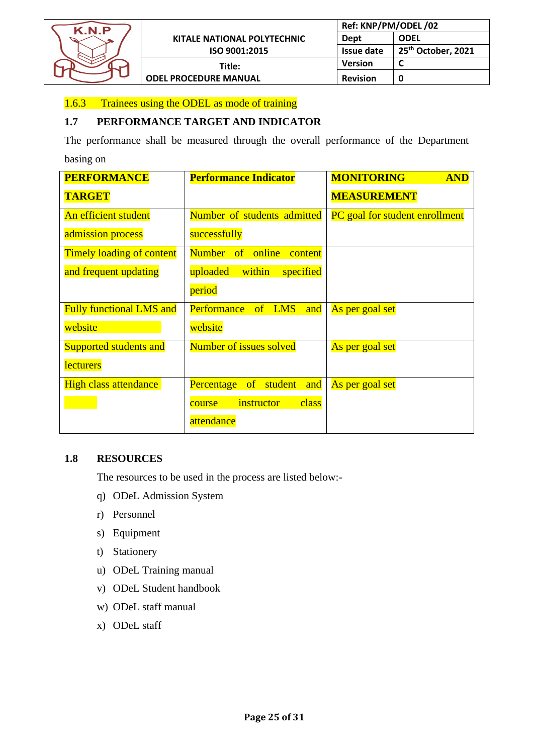1.6.3 Trainees using the ODEL as mode of training

## 1.7 PERFORMANCE TARGET AND INDICATOR

The performance shall be measured through the overall performance of the Department basing on

| **PERFORMANCE TARGET** | **Performance Indicator** | **MONITORING AND MEASUREMENT** |
|---|---|---|
| An efficient student admission process | Number of students admitted successfully | PC goal for student enrollment |
| Timely loading of content and frequent updating | Number of online content uploaded within specified period | |
| Fully functional LMS and website | Performance of LMS and website | As per goal set |
| Supported students and lecturers | Number of issues solved | As per goal set |
| High class attendance | Percentage of student and course instructor class attendance | As per goal set |

## 1.8 RESOURCES

The resources to be used in the process are listed below:-

q) ODeL Admission System
r) Personnel
s) Equipment
t) Stationery
u) ODeL Training manual
v) ODeL Student handbook
w) ODeL staff manual
x) ODeL staff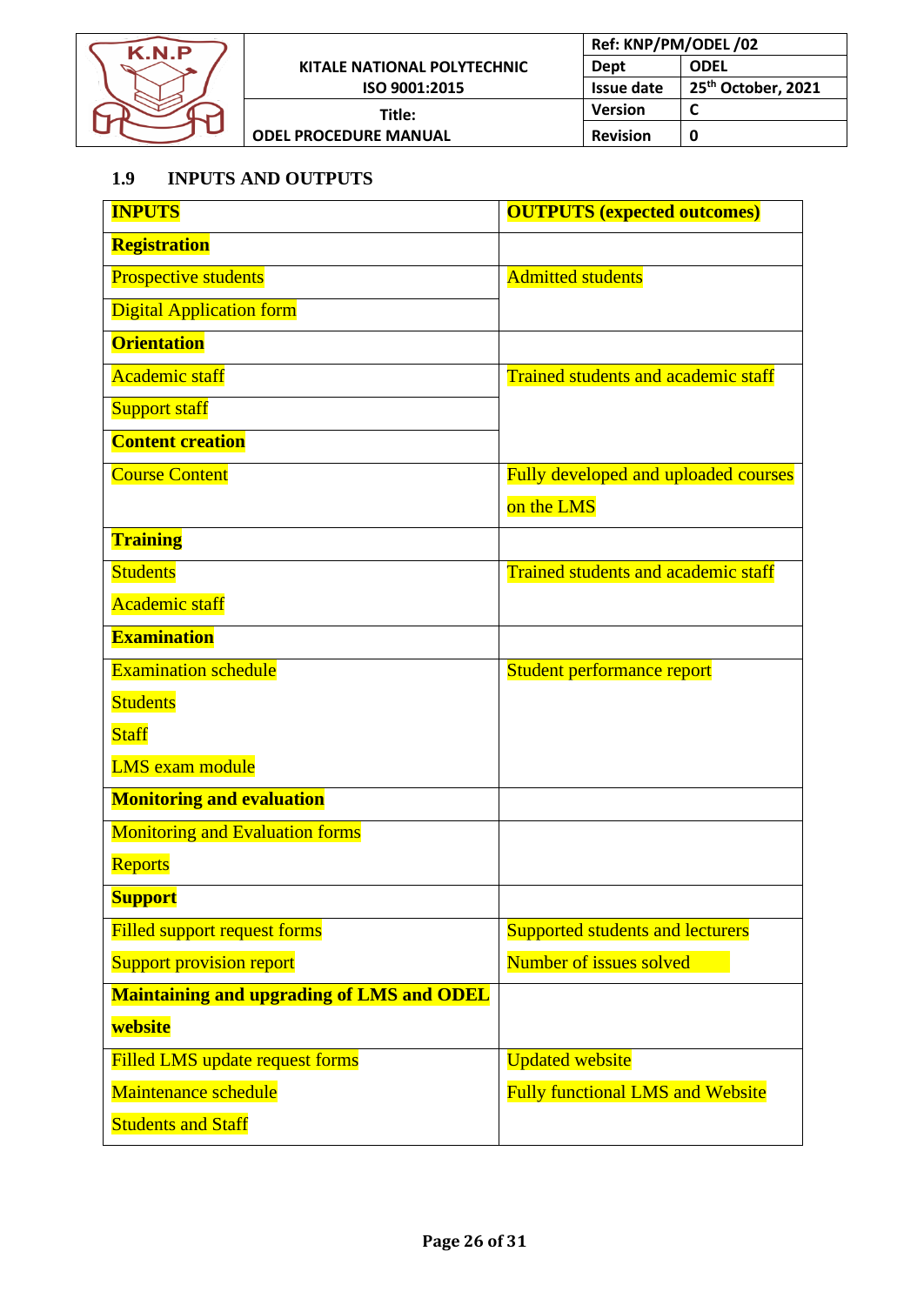### 1.9 INPUTS AND OUTPUTS

| **INPUTS** | **OUTPUTS (expected outcomes)** |
|---|---|
| **Registration** | |
| Prospective students<br>Digital Application form | Admitted students |
| **Orientation** | |
| Academic staff<br>Support staff | Trained students and academic staff |
| **Content creation** | |
| Course Content | Fully developed and uploaded courses on the LMS |
| **Training** | |
| Students<br>Academic staff | Trained students and academic staff |
| **Examination** | |
| Examination schedule<br>Students<br>Staff<br>LMS exam module | Student performance report |
| **Monitoring and evaluation** | |
| Monitoring and Evaluation forms<br>Reports | |
| **Support** | |
| Filled support request forms<br>Support provision report | Supported students and lecturers<br>Number of issues solved |
| **Maintaining and upgrading of LMS and ODEL website** | |
| Filled LMS update request forms<br>Maintenance schedule<br>Students and Staff | Updated website<br>Fully functional LMS and Website |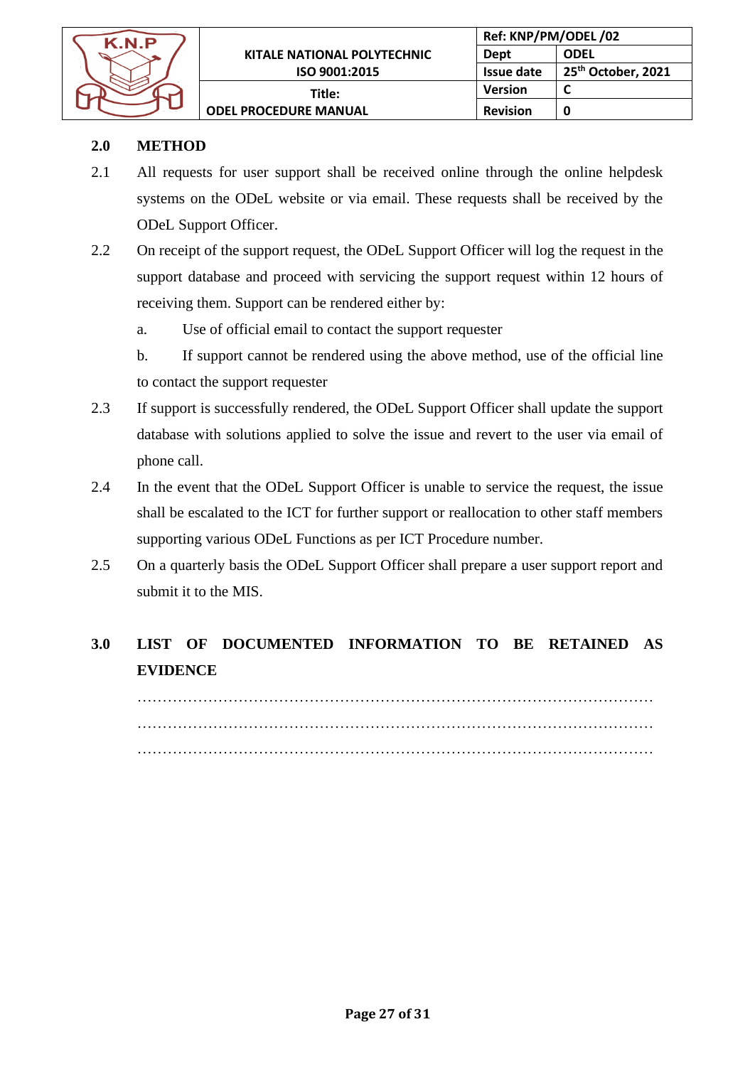## 2.0 METHOD

2.1 All requests for user support shall be received online through the online helpdesk systems on the ODeL website or via email. These requests shall be received by the ODeL Support Officer.

2.2 On receipt of the support request, the ODeL Support Officer will log the request in the support database and proceed with servicing the support request within 12 hours of receiving them. Support can be rendered either by:

a. Use of official email to contact the support requester

b. If support cannot be rendered using the above method, use of the official line to contact the support requester

2.3 If support is successfully rendered, the ODeL Support Officer shall update the support database with solutions applied to solve the issue and revert to the user via email of phone call.

2.4 In the event that the ODeL Support Officer is unable to service the request, the issue shall be escalated to the ICT for further support or reallocation to other staff members supporting various ODeL Functions as per ICT Procedure number.

2.5 On a quarterly basis the ODeL Support Officer shall prepare a user support report and submit it to the MIS.

## 3.0 LIST OF DOCUMENTED INFORMATION TO BE RETAINED AS EVIDENCE

…………………………………………………………………………………………

…………………………………………………………………………………………

…………………………………………………………………………………………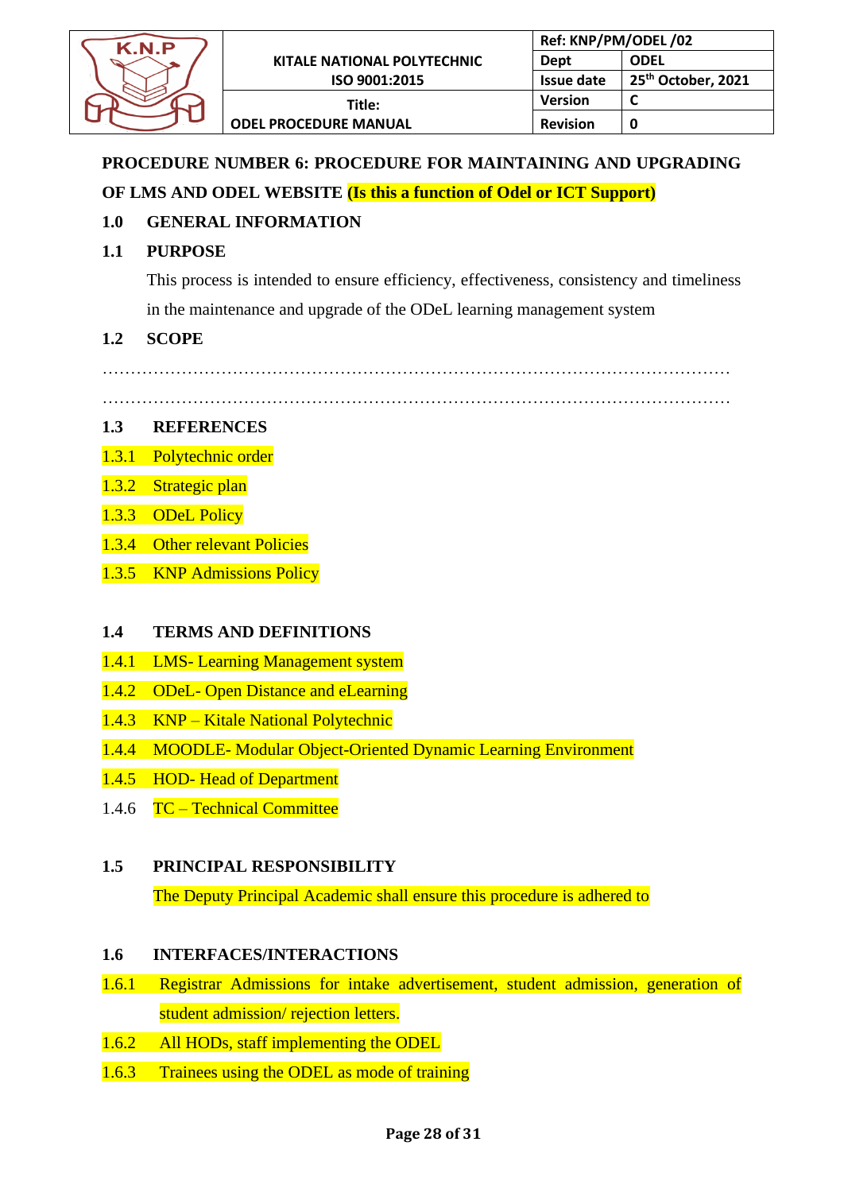**PROCEDURE NUMBER 6: PROCEDURE FOR MAINTAINING AND UPGRADING OF LMS AND ODEL WEBSITE (Is this a function of Odel or ICT Support)**

**1.0 GENERAL INFORMATION**

**1.1 PURPOSE**

This process is intended to ensure efficiency, effectiveness, consistency and timeliness in the maintenance and upgrade of the ODeL learning management system

**1.2 SCOPE**

……………………………………………………………………………………………

……………………………………………………………………………………………

**1.3 REFERENCES**

1.3.1 Polytechnic order

1.3.2 Strategic plan

1.3.3 ODeL Policy

1.3.4 Other relevant Policies

1.3.5 KNP Admissions Policy

**1.4 TERMS AND DEFINITIONS**

1.4.1 LMS- Learning Management system

1.4.2 ODeL- Open Distance and eLearning

1.4.3 KNP – Kitale National Polytechnic

1.4.4 MOODLE- Modular Object-Oriented Dynamic Learning Environment

1.4.5 HOD- Head of Department

1.4.6 TC – Technical Committee

**1.5 PRINCIPAL RESPONSIBILITY**

The Deputy Principal Academic shall ensure this procedure is adhered to

**1.6 INTERFACES/INTERACTIONS**

1.6.1 Registrar Admissions for intake advertisement, student admission, generation of student admission/ rejection letters.

1.6.2 All HODs, staff implementing the ODEL

1.6.3 Trainees using the ODEL as mode of training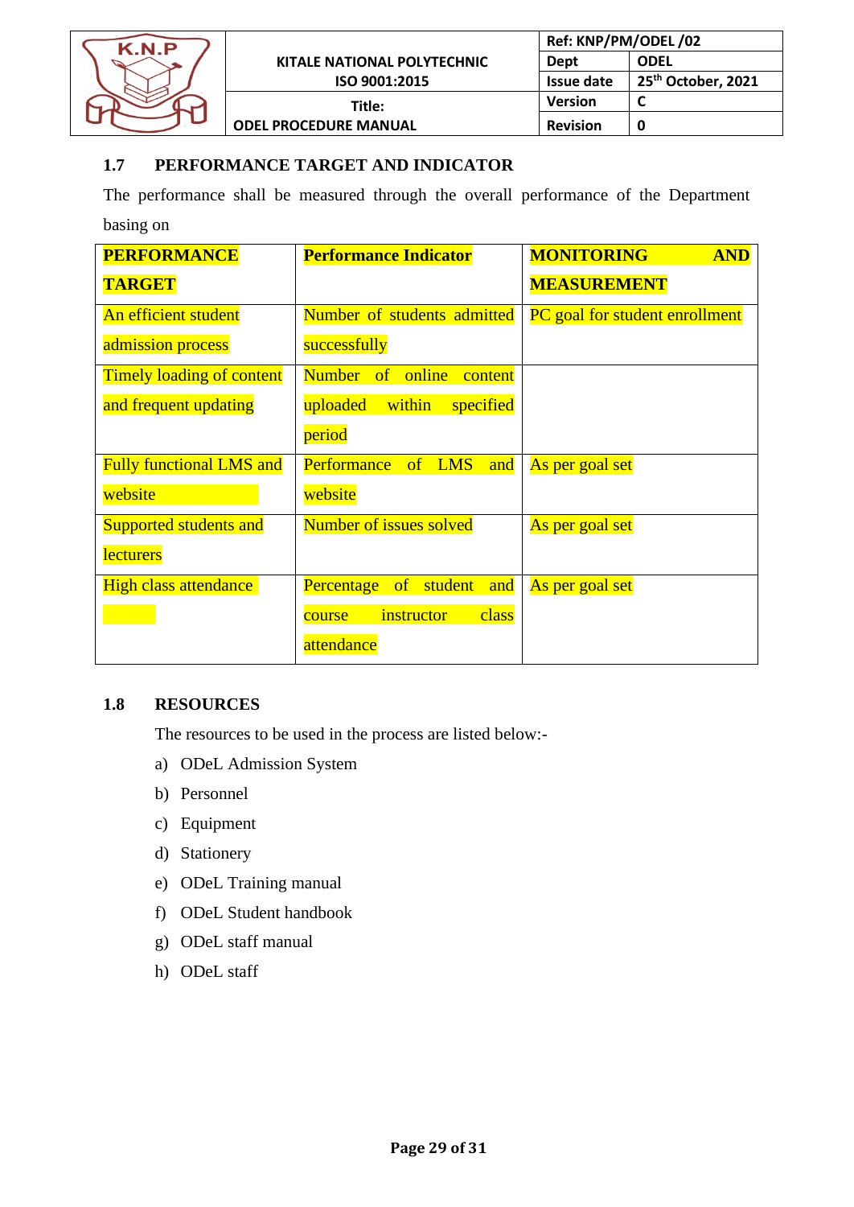## 1.7 PERFORMANCE TARGET AND INDICATOR

The performance shall be measured through the overall performance of the Department basing on

| PERFORMANCE TARGET | Performance Indicator | MONITORING AND MEASUREMENT |
|---|---|---|
| An efficient student admission process | Number of students admitted successfully | PC goal for student enrollment |
| Timely loading of content and frequent updating | Number of online content uploaded within specified period | |
| Fully functional LMS and website | Performance of LMS and website | As per goal set |
| Supported students and lecturers | Number of issues solved | As per goal set |
| High class attendance | Percentage of student and course instructor class attendance | As per goal set |

## 1.8 RESOURCES

The resources to be used in the process are listed below:-

a) ODeL Admission System
b) Personnel
c) Equipment
d) Stationery
e) ODeL Training manual
f) ODeL Student handbook
g) ODeL staff manual
h) ODeL staff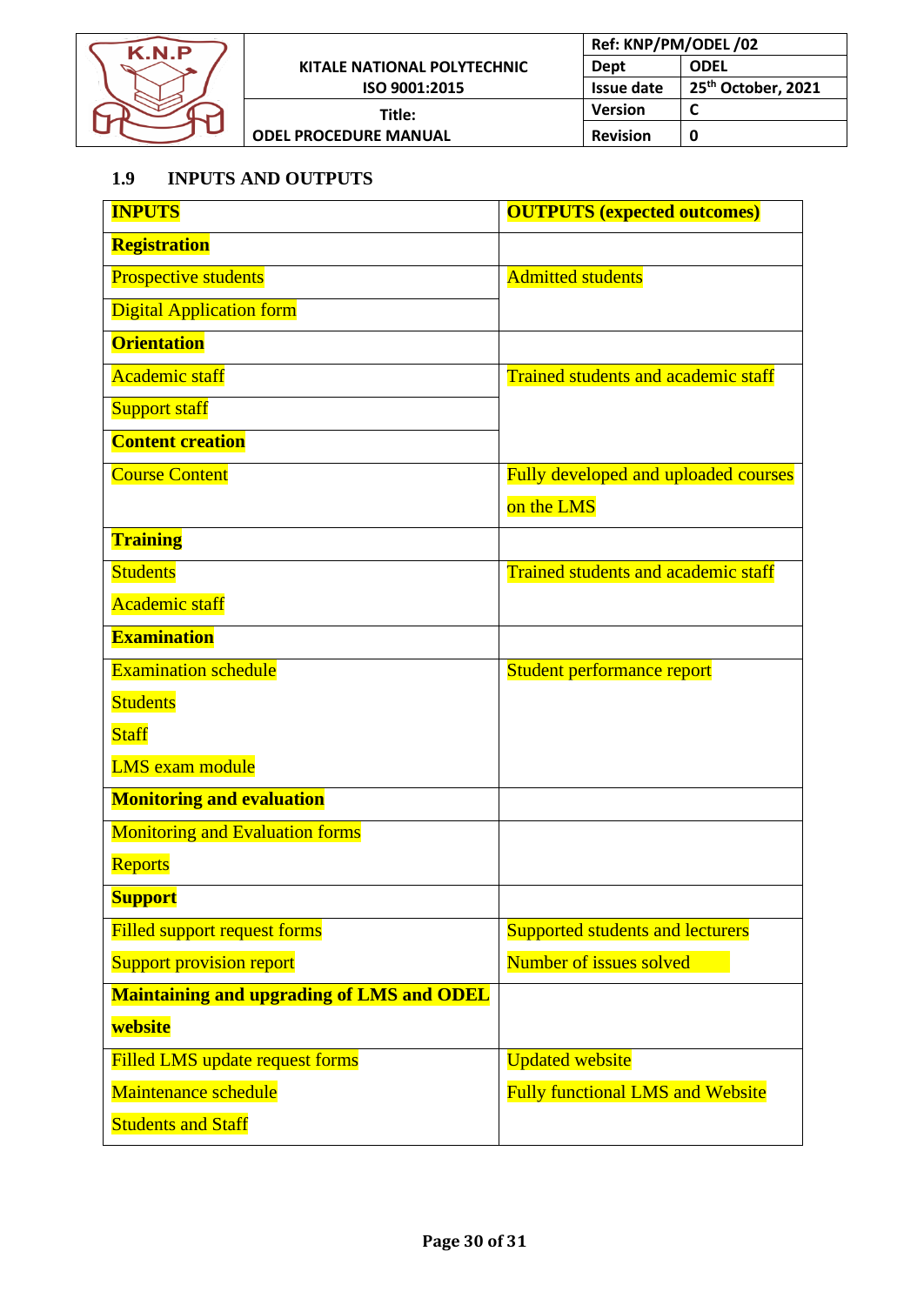## 1.9 INPUTS AND OUTPUTS

| **INPUTS** | **OUTPUTS (expected outcomes)** |
|---|---|
| **Registration** | |
| Prospective students<br>Digital Application form | Admitted students |
| **Orientation** | |
| Academic staff<br>Support staff | Trained students and academic staff |
| **Content creation** | |
| Course Content | Fully developed and uploaded courses on the LMS |
| **Training** | |
| Students<br>Academic staff | Trained students and academic staff |
| **Examination** | |
| Examination schedule<br>Students<br>Staff<br>LMS exam module | Student performance report |
| **Monitoring and evaluation** | |
| Monitoring and Evaluation forms<br>Reports | |
| **Support** | |
| Filled support request forms<br>Support provision report | Supported students and lecturers<br>Number of issues solved |
| **Maintaining and upgrading of LMS and ODEL website** | |
| Filled LMS update request forms<br>Maintenance schedule<br>Students and Staff | Updated website<br>Fully functional LMS and Website |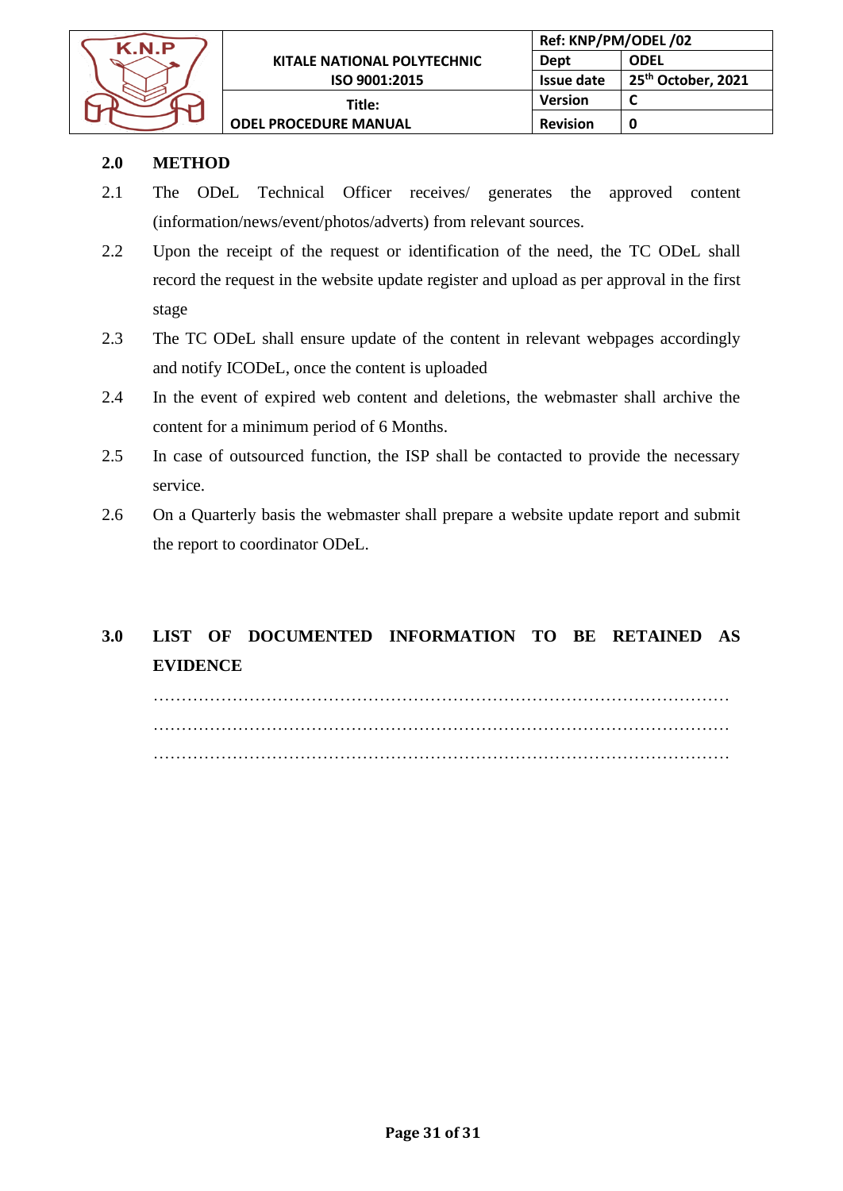## 2.0 METHOD

2.1 The ODeL Technical Officer receives/ generates the approved content (information/news/event/photos/adverts) from relevant sources.

2.2 Upon the receipt of the request or identification of the need, the TC ODeL shall record the request in the website update register and upload as per approval in the first stage

2.3 The TC ODeL shall ensure update of the content in relevant webpages accordingly and notify ICODeL, once the content is uploaded

2.4 In the event of expired web content and deletions, the webmaster shall archive the content for a minimum period of 6 Months.

2.5 In case of outsourced function, the ISP shall be contacted to provide the necessary service.

2.6 On a Quarterly basis the webmaster shall prepare a website update report and submit the report to coordinator ODeL.

## 3.0 LIST OF DOCUMENTED INFORMATION TO BE RETAINED AS EVIDENCE

…………………………………………………………………………………………

…………………………………………………………………………………………

…………………………………………………………………………………………